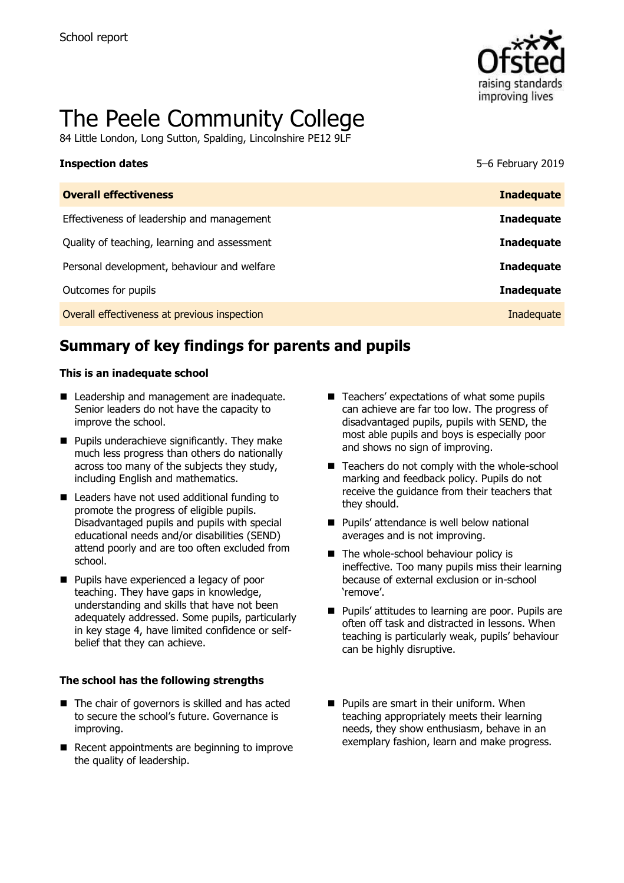School report

# The Peele Community College

84 Little London, Long Sutton, Spalding, Lincolnshire PE12 9LF

| **Inspection dates** | 5–6 February 2019 |
| --- | --- |
| **Overall effectiveness** | **Inadequate** |
| Effectiveness of leadership and management | **Inadequate** |
| Quality of teaching, learning and assessment | **Inadequate** |
| Personal development, behaviour and welfare | **Inadequate** |
| Outcomes for pupils | **Inadequate** |
| Overall effectiveness at previous inspection | Inadequate |

## Summary of key findings for parents and pupils

**This is an inadequate school**

- Leadership and management are inadequate. Senior leaders do not have the capacity to improve the school.
- Pupils underachieve significantly. They make much less progress than others do nationally across too many of the subjects they study, including English and mathematics.
- Leaders have not used additional funding to promote the progress of eligible pupils. Disadvantaged pupils and pupils with special educational needs and/or disabilities (SEND) attend poorly and are too often excluded from school.
- Pupils have experienced a legacy of poor teaching. They have gaps in knowledge, understanding and skills that have not been adequately addressed. Some pupils, particularly in key stage 4, have limited confidence or self-belief that they can achieve.
- Teachers' expectations of what some pupils can achieve are far too low. The progress of disadvantaged pupils, pupils with SEND, the most able pupils and boys is especially poor and shows no sign of improving.
- Teachers do not comply with the whole-school marking and feedback policy. Pupils do not receive the guidance from their teachers that they should.
- Pupils' attendance is well below national averages and is not improving.
- The whole-school behaviour policy is ineffective. Too many pupils miss their learning because of external exclusion or in-school 'remove'.
- Pupils' attitudes to learning are poor. Pupils are often off task and distracted in lessons. When teaching is particularly weak, pupils' behaviour can be highly disruptive.

**The school has the following strengths**

- The chair of governors is skilled and has acted to secure the school's future. Governance is improving.
- Recent appointments are beginning to improve the quality of leadership.
- Pupils are smart in their uniform. When teaching appropriately meets their learning needs, they show enthusiasm, behave in an exemplary fashion, learn and make progress.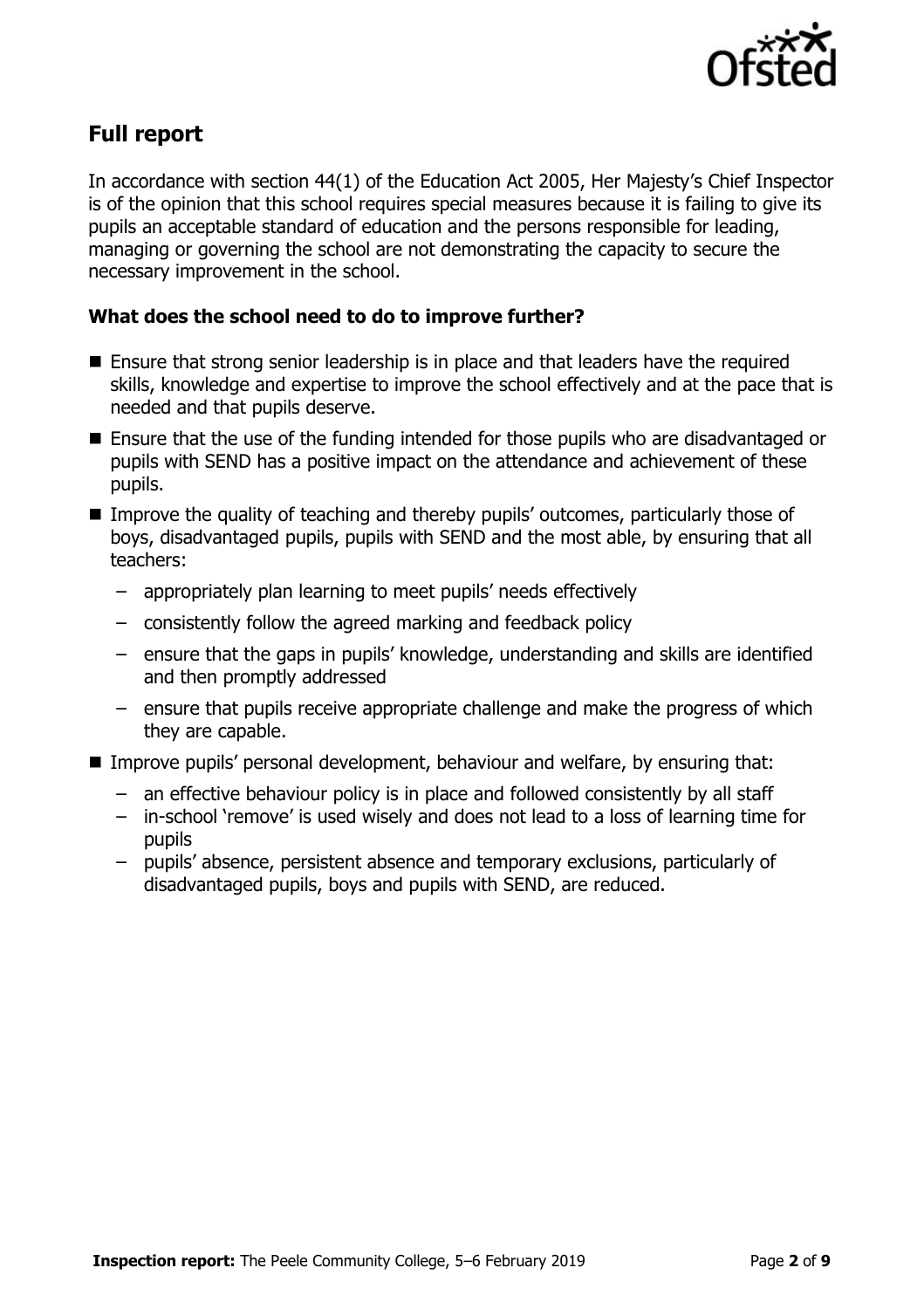## Full report

In accordance with section 44(1) of the Education Act 2005, Her Majesty's Chief Inspector is of the opinion that this school requires special measures because it is failing to give its pupils an acceptable standard of education and the persons responsible for leading, managing or governing the school are not demonstrating the capacity to secure the necessary improvement in the school.

### What does the school need to do to improve further?

- Ensure that strong senior leadership is in place and that leaders have the required skills, knowledge and expertise to improve the school effectively and at the pace that is needed and that pupils deserve.
- Ensure that the use of the funding intended for those pupils who are disadvantaged or pupils with SEND has a positive impact on the attendance and achievement of these pupils.
- Improve the quality of teaching and thereby pupils' outcomes, particularly those of boys, disadvantaged pupils, pupils with SEND and the most able, by ensuring that all teachers:
  - appropriately plan learning to meet pupils' needs effectively
  - consistently follow the agreed marking and feedback policy
  - ensure that the gaps in pupils' knowledge, understanding and skills are identified and then promptly addressed
  - ensure that pupils receive appropriate challenge and make the progress of which they are capable.
- Improve pupils' personal development, behaviour and welfare, by ensuring that:
  - an effective behaviour policy is in place and followed consistently by all staff
  - in-school 'remove' is used wisely and does not lead to a loss of learning time for pupils
  - pupils' absence, persistent absence and temporary exclusions, particularly of disadvantaged pupils, boys and pupils with SEND, are reduced.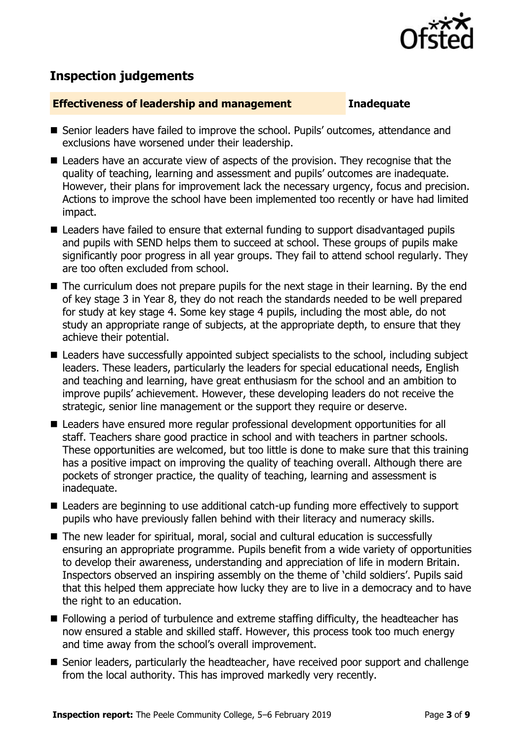## Inspection judgements

**Effectiveness of leadership and management** **Inadequate**

- Senior leaders have failed to improve the school. Pupils' outcomes, attendance and exclusions have worsened under their leadership.
- Leaders have an accurate view of aspects of the provision. They recognise that the quality of teaching, learning and assessment and pupils' outcomes are inadequate. However, their plans for improvement lack the necessary urgency, focus and precision. Actions to improve the school have been implemented too recently or have had limited impact.
- Leaders have failed to ensure that external funding to support disadvantaged pupils and pupils with SEND helps them to succeed at school. These groups of pupils make significantly poor progress in all year groups. They fail to attend school regularly. They are too often excluded from school.
- The curriculum does not prepare pupils for the next stage in their learning. By the end of key stage 3 in Year 8, they do not reach the standards needed to be well prepared for study at key stage 4. Some key stage 4 pupils, including the most able, do not study an appropriate range of subjects, at the appropriate depth, to ensure that they achieve their potential.
- Leaders have successfully appointed subject specialists to the school, including subject leaders. These leaders, particularly the leaders for special educational needs, English and teaching and learning, have great enthusiasm for the school and an ambition to improve pupils' achievement. However, these developing leaders do not receive the strategic, senior line management or the support they require or deserve.
- Leaders have ensured more regular professional development opportunities for all staff. Teachers share good practice in school and with teachers in partner schools. These opportunities are welcomed, but too little is done to make sure that this training has a positive impact on improving the quality of teaching overall. Although there are pockets of stronger practice, the quality of teaching, learning and assessment is inadequate.
- Leaders are beginning to use additional catch-up funding more effectively to support pupils who have previously fallen behind with their literacy and numeracy skills.
- The new leader for spiritual, moral, social and cultural education is successfully ensuring an appropriate programme. Pupils benefit from a wide variety of opportunities to develop their awareness, understanding and appreciation of life in modern Britain. Inspectors observed an inspiring assembly on the theme of 'child soldiers'. Pupils said that this helped them appreciate how lucky they are to live in a democracy and to have the right to an education.
- Following a period of turbulence and extreme staffing difficulty, the headteacher has now ensured a stable and skilled staff. However, this process took too much energy and time away from the school's overall improvement.
- Senior leaders, particularly the headteacher, have received poor support and challenge from the local authority. This has improved markedly very recently.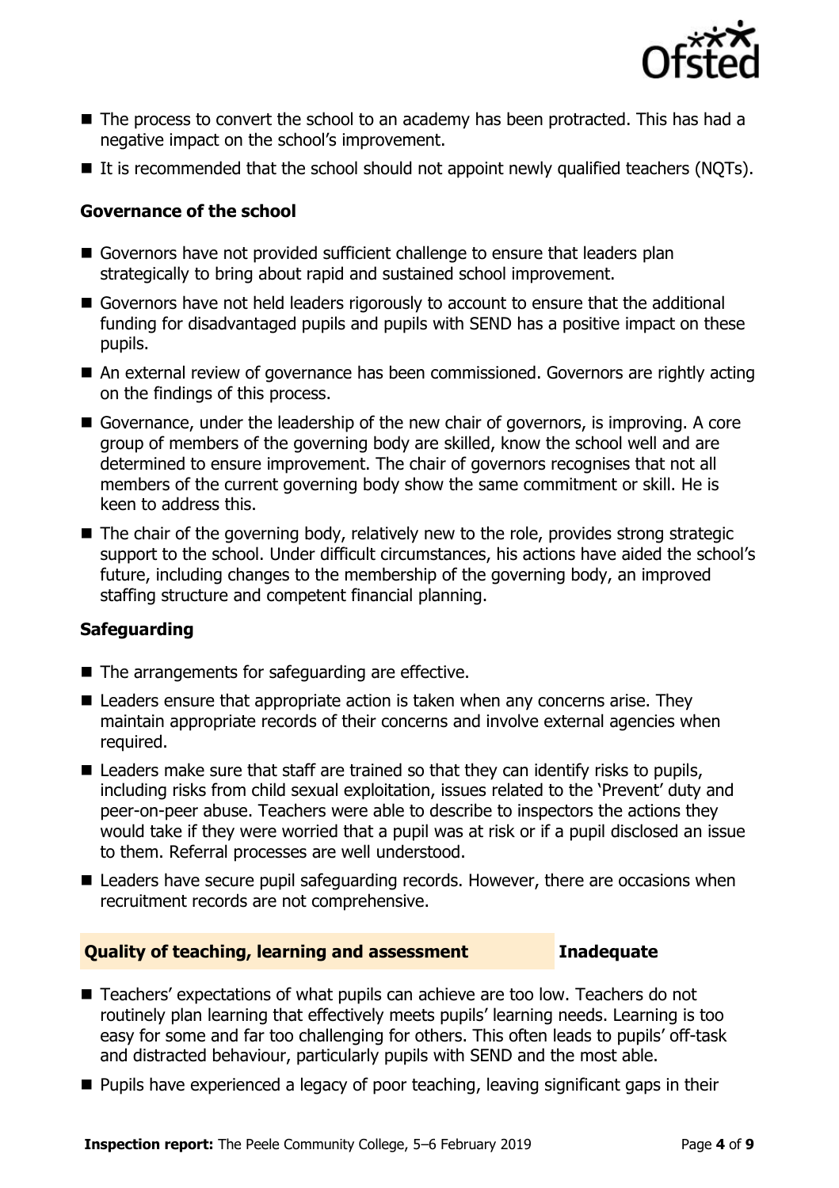- The process to convert the school to an academy has been protracted. This has had a negative impact on the school's improvement.
- It is recommended that the school should not appoint newly qualified teachers (NQTs).

### Governance of the school

- Governors have not provided sufficient challenge to ensure that leaders plan strategically to bring about rapid and sustained school improvement.
- Governors have not held leaders rigorously to account to ensure that the additional funding for disadvantaged pupils and pupils with SEND has a positive impact on these pupils.
- An external review of governance has been commissioned. Governors are rightly acting on the findings of this process.
- Governance, under the leadership of the new chair of governors, is improving. A core group of members of the governing body are skilled, know the school well and are determined to ensure improvement. The chair of governors recognises that not all members of the current governing body show the same commitment or skill. He is keen to address this.
- The chair of the governing body, relatively new to the role, provides strong strategic support to the school. Under difficult circumstances, his actions have aided the school's future, including changes to the membership of the governing body, an improved staffing structure and competent financial planning.

### Safeguarding

- The arrangements for safeguarding are effective.
- Leaders ensure that appropriate action is taken when any concerns arise. They maintain appropriate records of their concerns and involve external agencies when required.
- Leaders make sure that staff are trained so that they can identify risks to pupils, including risks from child sexual exploitation, issues related to the 'Prevent' duty and peer-on-peer abuse. Teachers were able to describe to inspectors the actions they would take if they were worried that a pupil was at risk or if a pupil disclosed an issue to them. Referral processes are well understood.
- Leaders have secure pupil safeguarding records. However, there are occasions when recruitment records are not comprehensive.

## Quality of teaching, learning and assessment — Inadequate

- Teachers' expectations of what pupils can achieve are too low. Teachers do not routinely plan learning that effectively meets pupils' learning needs. Learning is too easy for some and far too challenging for others. This often leads to pupils' off-task and distracted behaviour, particularly pupils with SEND and the most able.
- Pupils have experienced a legacy of poor teaching, leaving significant gaps in their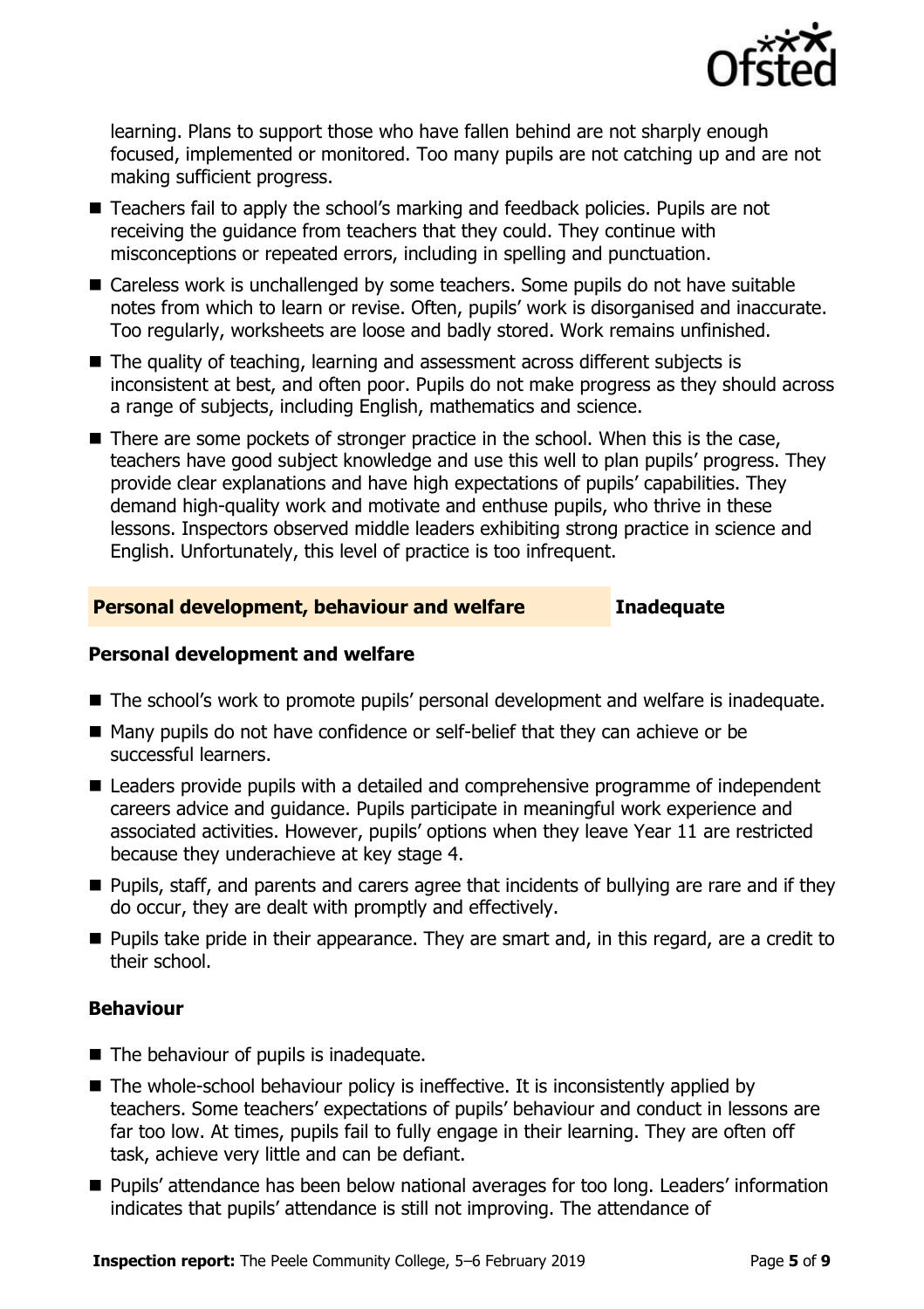learning. Plans to support those who have fallen behind are not sharply enough focused, implemented or monitored. Too many pupils are not catching up and are not making sufficient progress.

- Teachers fail to apply the school's marking and feedback policies. Pupils are not receiving the guidance from teachers that they could. They continue with misconceptions or repeated errors, including in spelling and punctuation.
- Careless work is unchallenged by some teachers. Some pupils do not have suitable notes from which to learn or revise. Often, pupils' work is disorganised and inaccurate. Too regularly, worksheets are loose and badly stored. Work remains unfinished.
- The quality of teaching, learning and assessment across different subjects is inconsistent at best, and often poor. Pupils do not make progress as they should across a range of subjects, including English, mathematics and science.
- There are some pockets of stronger practice in the school. When this is the case, teachers have good subject knowledge and use this well to plan pupils' progress. They provide clear explanations and have high expectations of pupils' capabilities. They demand high-quality work and motivate and enthuse pupils, who thrive in these lessons. Inspectors observed middle leaders exhibiting strong practice in science and English. Unfortunately, this level of practice is too infrequent.

## Personal development, behaviour and welfare — Inadequate

### Personal development and welfare

- The school's work to promote pupils' personal development and welfare is inadequate.
- Many pupils do not have confidence or self-belief that they can achieve or be successful learners.
- Leaders provide pupils with a detailed and comprehensive programme of independent careers advice and guidance. Pupils participate in meaningful work experience and associated activities. However, pupils' options when they leave Year 11 are restricted because they underachieve at key stage 4.
- Pupils, staff, and parents and carers agree that incidents of bullying are rare and if they do occur, they are dealt with promptly and effectively.
- Pupils take pride in their appearance. They are smart and, in this regard, are a credit to their school.

### Behaviour

- The behaviour of pupils is inadequate.
- The whole-school behaviour policy is ineffective. It is inconsistently applied by teachers. Some teachers' expectations of pupils' behaviour and conduct in lessons are far too low. At times, pupils fail to fully engage in their learning. They are often off task, achieve very little and can be defiant.
- Pupils' attendance has been below national averages for too long. Leaders' information indicates that pupils' attendance is still not improving. The attendance of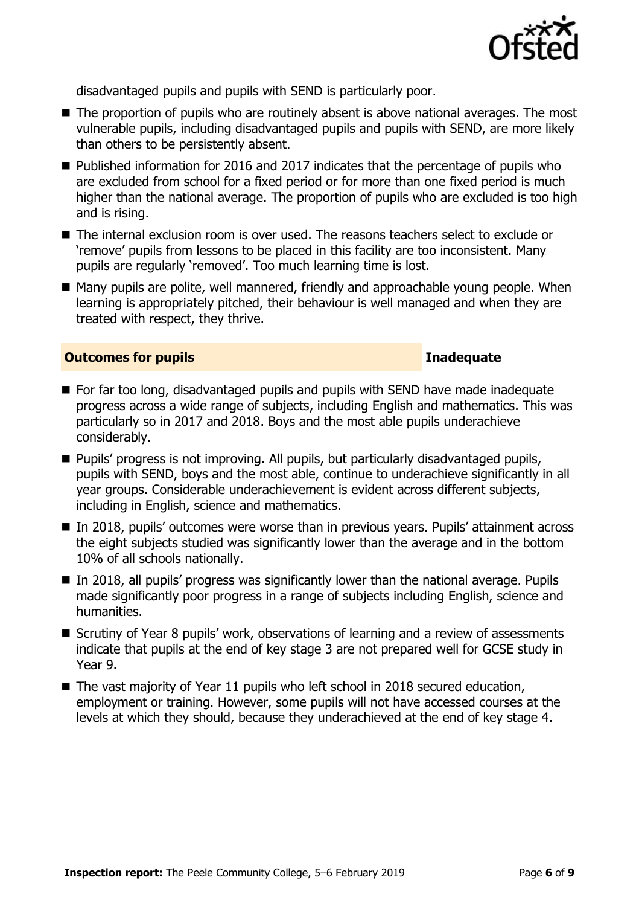disadvantaged pupils and pupils with SEND is particularly poor.

- The proportion of pupils who are routinely absent is above national averages. The most vulnerable pupils, including disadvantaged pupils and pupils with SEND, are more likely than others to be persistently absent.
- Published information for 2016 and 2017 indicates that the percentage of pupils who are excluded from school for a fixed period or for more than one fixed period is much higher than the national average. The proportion of pupils who are excluded is too high and is rising.
- The internal exclusion room is over used. The reasons teachers select to exclude or 'remove' pupils from lessons to be placed in this facility are too inconsistent. Many pupils are regularly 'removed'. Too much learning time is lost.
- Many pupils are polite, well mannered, friendly and approachable young people. When learning is appropriately pitched, their behaviour is well managed and when they are treated with respect, they thrive.

## Outcomes for pupils — Inadequate

- For far too long, disadvantaged pupils and pupils with SEND have made inadequate progress across a wide range of subjects, including English and mathematics. This was particularly so in 2017 and 2018. Boys and the most able pupils underachieve considerably.
- Pupils' progress is not improving. All pupils, but particularly disadvantaged pupils, pupils with SEND, boys and the most able, continue to underachieve significantly in all year groups. Considerable underachievement is evident across different subjects, including in English, science and mathematics.
- In 2018, pupils' outcomes were worse than in previous years. Pupils' attainment across the eight subjects studied was significantly lower than the average and in the bottom 10% of all schools nationally.
- In 2018, all pupils' progress was significantly lower than the national average. Pupils made significantly poor progress in a range of subjects including English, science and humanities.
- Scrutiny of Year 8 pupils' work, observations of learning and a review of assessments indicate that pupils at the end of key stage 3 are not prepared well for GCSE study in Year 9.
- The vast majority of Year 11 pupils who left school in 2018 secured education, employment or training. However, some pupils will not have accessed courses at the levels at which they should, because they underachieved at the end of key stage 4.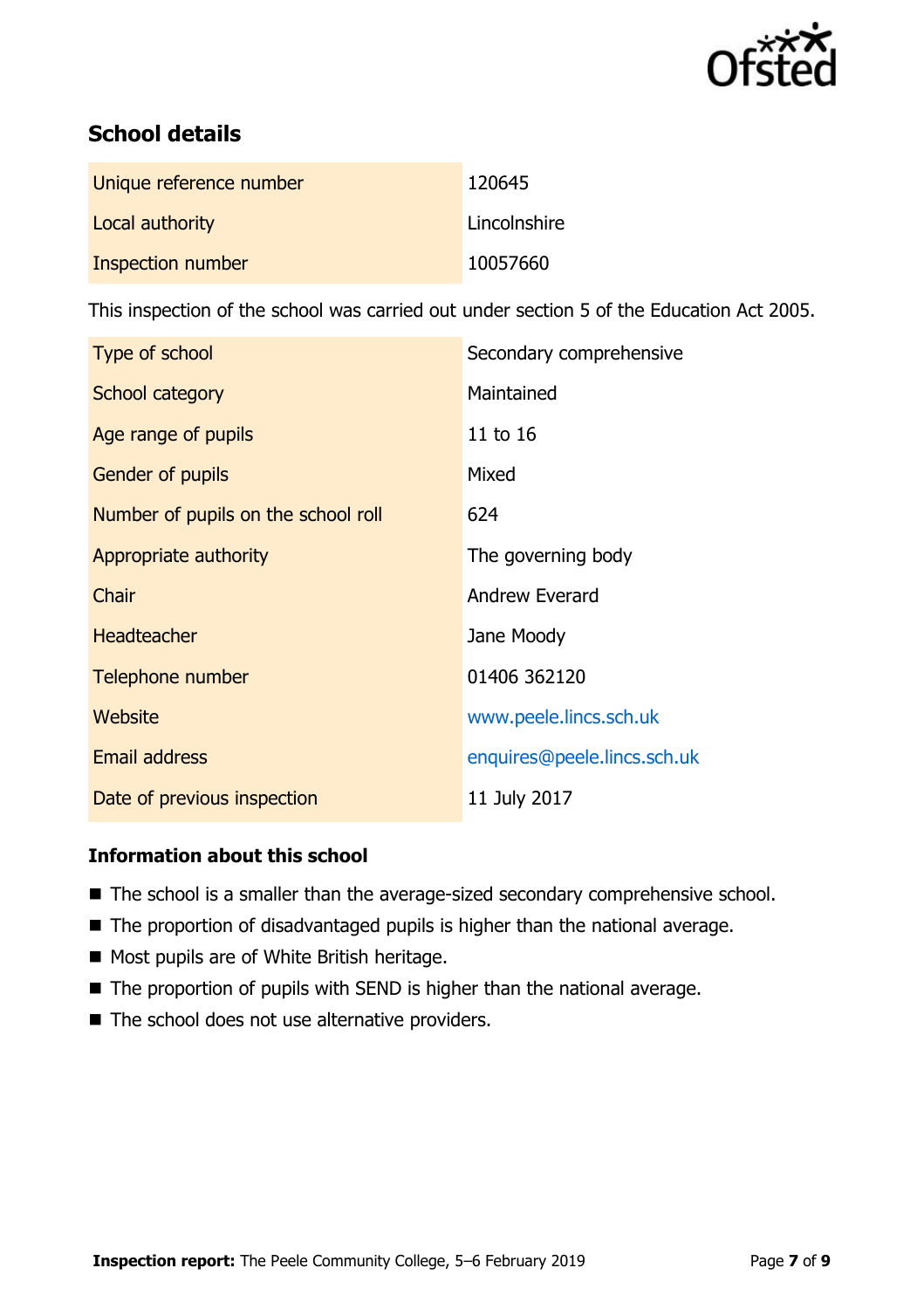## School details

| | |
|---|---|
| Unique reference number | 120645 |
| Local authority | Lincolnshire |
| Inspection number | 10057660 |

This inspection of the school was carried out under section 5 of the Education Act 2005.

| | |
|---|---|
| Type of school | Secondary comprehensive |
| School category | Maintained |
| Age range of pupils | 11 to 16 |
| Gender of pupils | Mixed |
| Number of pupils on the school roll | 624 |
| Appropriate authority | The governing body |
| Chair | Andrew Everard |
| Headteacher | Jane Moody |
| Telephone number | 01406 362120 |
| Website | www.peele.lincs.sch.uk |
| Email address | enquires@peele.lincs.sch.uk |
| Date of previous inspection | 11 July 2017 |

### Information about this school

- The school is a smaller than the average-sized secondary comprehensive school.
- The proportion of disadvantaged pupils is higher than the national average.
- Most pupils are of White British heritage.
- The proportion of pupils with SEND is higher than the national average.
- The school does not use alternative providers.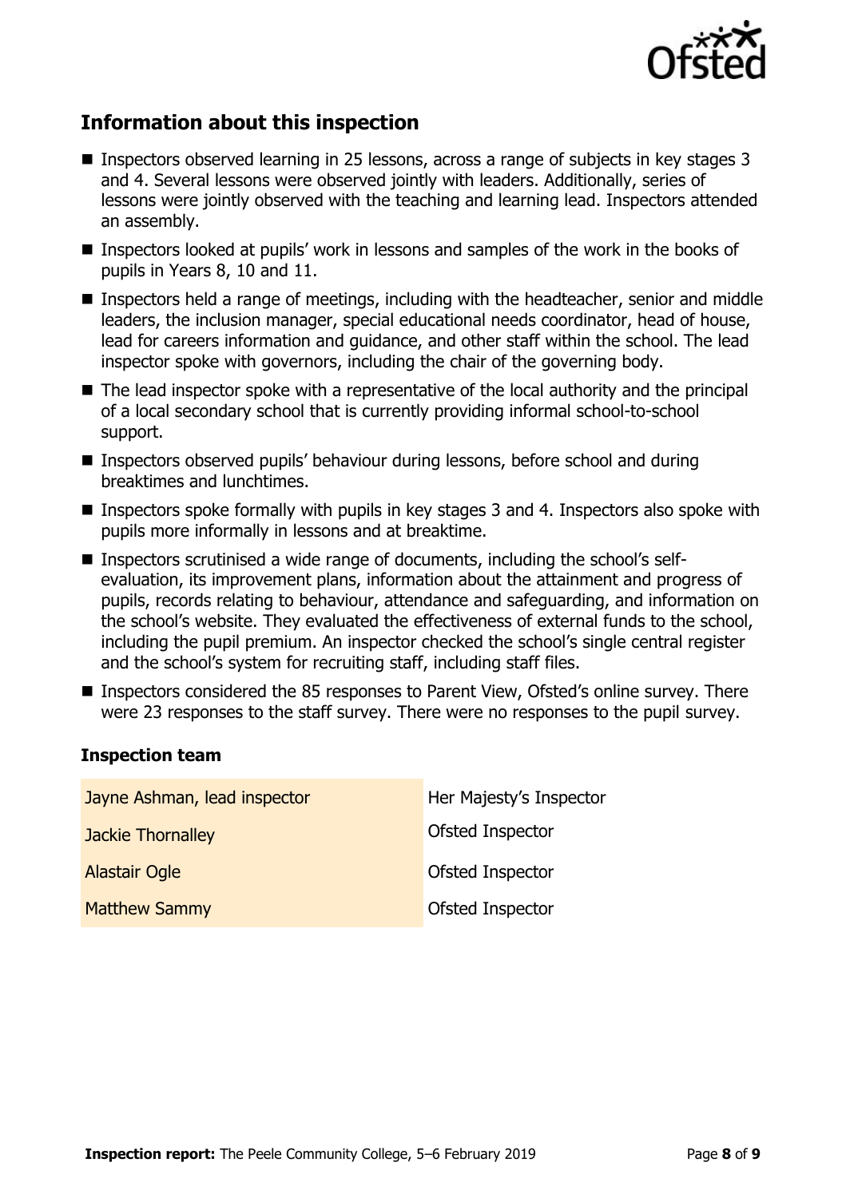## Information about this inspection

- Inspectors observed learning in 25 lessons, across a range of subjects in key stages 3 and 4. Several lessons were observed jointly with leaders. Additionally, series of lessons were jointly observed with the teaching and learning lead. Inspectors attended an assembly.
- Inspectors looked at pupils' work in lessons and samples of the work in the books of pupils in Years 8, 10 and 11.
- Inspectors held a range of meetings, including with the headteacher, senior and middle leaders, the inclusion manager, special educational needs coordinator, head of house, lead for careers information and guidance, and other staff within the school. The lead inspector spoke with governors, including the chair of the governing body.
- The lead inspector spoke with a representative of the local authority and the principal of a local secondary school that is currently providing informal school-to-school support.
- Inspectors observed pupils' behaviour during lessons, before school and during breaktimes and lunchtimes.
- Inspectors spoke formally with pupils in key stages 3 and 4. Inspectors also spoke with pupils more informally in lessons and at breaktime.
- Inspectors scrutinised a wide range of documents, including the school's self-evaluation, its improvement plans, information about the attainment and progress of pupils, records relating to behaviour, attendance and safeguarding, and information on the school's website. They evaluated the effectiveness of external funds to the school, including the pupil premium. An inspector checked the school's single central register and the school's system for recruiting staff, including staff files.
- Inspectors considered the 85 responses to Parent View, Ofsted's online survey. There were 23 responses to the staff survey. There were no responses to the pupil survey.

### Inspection team

| | |
|---|---|
| Jayne Ashman, lead inspector | Her Majesty's Inspector |
| Jackie Thornalley | Ofsted Inspector |
| Alastair Ogle | Ofsted Inspector |
| Matthew Sammy | Ofsted Inspector |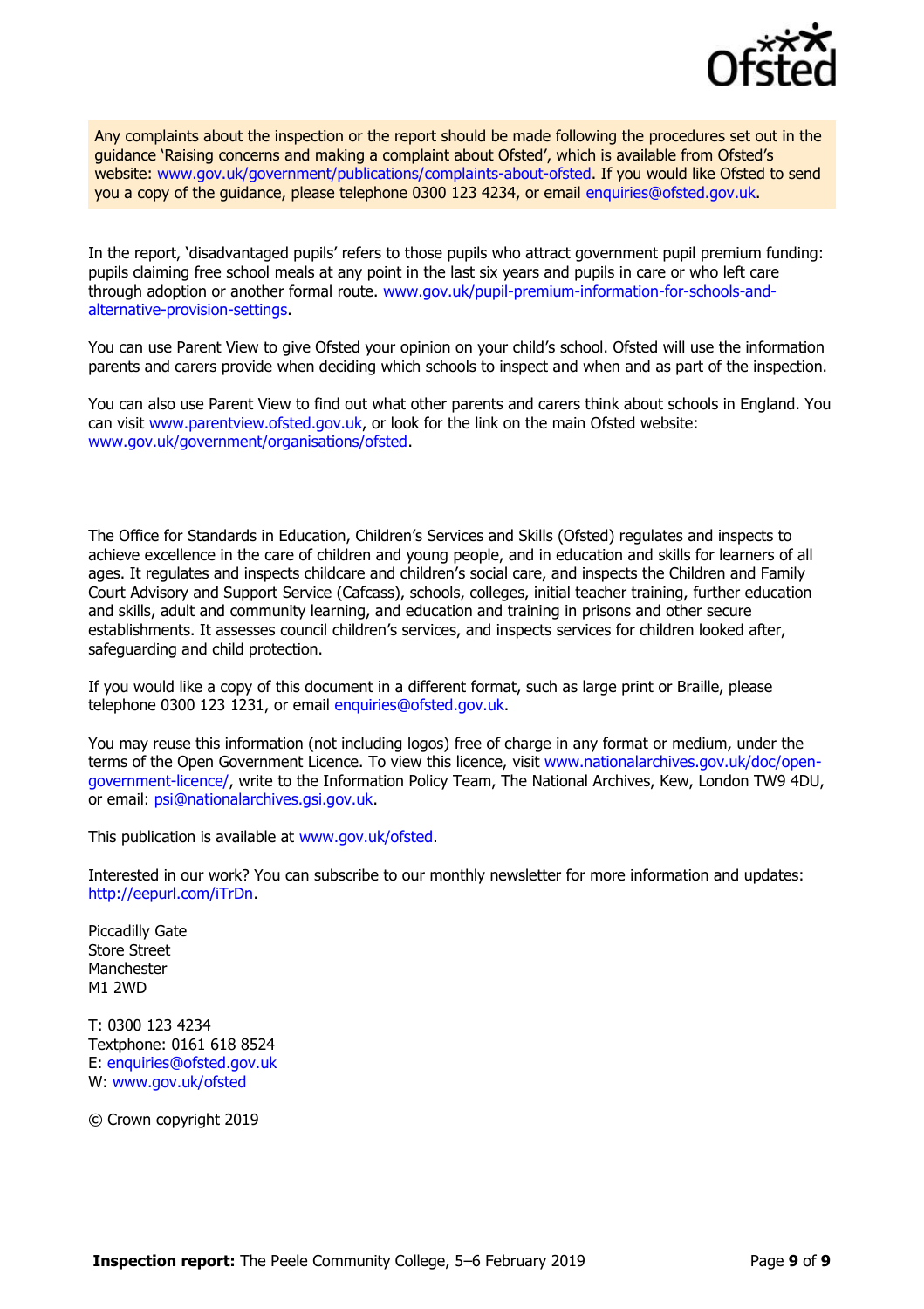Any complaints about the inspection or the report should be made following the procedures set out in the guidance 'Raising concerns and making a complaint about Ofsted', which is available from Ofsted's website: www.gov.uk/government/publications/complaints-about-ofsted. If you would like Ofsted to send you a copy of the guidance, please telephone 0300 123 4234, or email enquiries@ofsted.gov.uk.

In the report, 'disadvantaged pupils' refers to those pupils who attract government pupil premium funding: pupils claiming free school meals at any point in the last six years and pupils in care or who left care through adoption or another formal route. www.gov.uk/pupil-premium-information-for-schools-and-alternative-provision-settings.

You can use Parent View to give Ofsted your opinion on your child's school. Ofsted will use the information parents and carers provide when deciding which schools to inspect and when and as part of the inspection.

You can also use Parent View to find out what other parents and carers think about schools in England. You can visit www.parentview.ofsted.gov.uk, or look for the link on the main Ofsted website: www.gov.uk/government/organisations/ofsted.

The Office for Standards in Education, Children's Services and Skills (Ofsted) regulates and inspects to achieve excellence in the care of children and young people, and in education and skills for learners of all ages. It regulates and inspects childcare and children's social care, and inspects the Children and Family Court Advisory and Support Service (Cafcass), schools, colleges, initial teacher training, further education and skills, adult and community learning, and education and training in prisons and other secure establishments. It assesses council children's services, and inspects services for children looked after, safeguarding and child protection.

If you would like a copy of this document in a different format, such as large print or Braille, please telephone 0300 123 1231, or email enquiries@ofsted.gov.uk.

You may reuse this information (not including logos) free of charge in any format or medium, under the terms of the Open Government Licence. To view this licence, visit www.nationalarchives.gov.uk/doc/open-government-licence/, write to the Information Policy Team, The National Archives, Kew, London TW9 4DU, or email: psi@nationalarchives.gsi.gov.uk.

This publication is available at www.gov.uk/ofsted.

Interested in our work? You can subscribe to our monthly newsletter for more information and updates: http://eepurl.com/iTrDn.

Piccadilly Gate  
Store Street  
Manchester  
M1 2WD

T: 0300 123 4234  
Textphone: 0161 618 8524  
E: enquiries@ofsted.gov.uk  
W: www.gov.uk/ofsted

© Crown copyright 2019